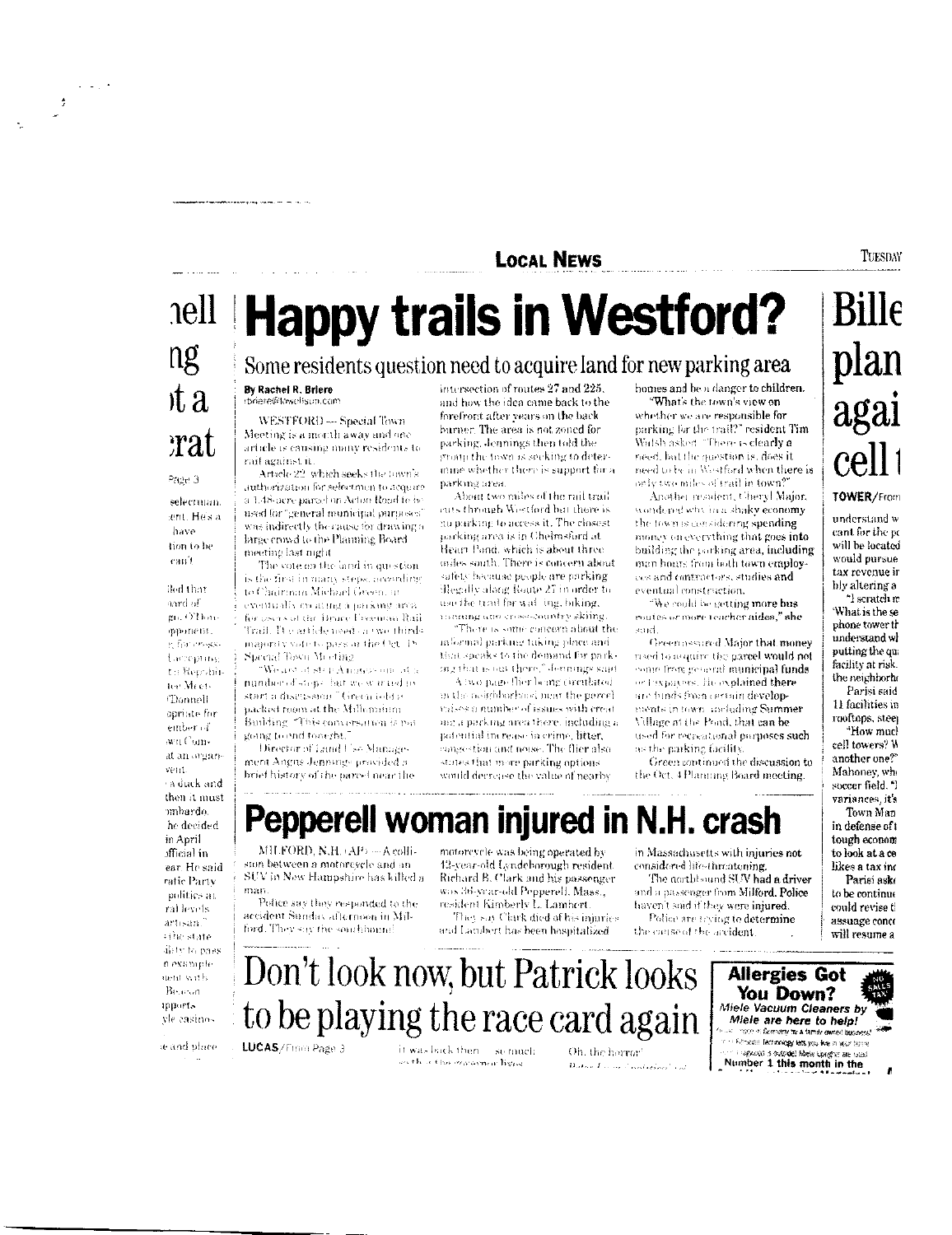# Happy trails in Westford?

## Some residents question need to acquire land for new parking area

**By Rachel R. Briere**
rbriere@lowellsun.com

WESTFORD — Special Town Meeting is a month away and one article is causing many residents to rail against it.

Article 22, which seeks the town's authorization for selectmen to acquire a 1.48-acre parcel on Acton Road to be used for "general municipal purposes" was indirectly the cause for drawing a large crowd to the Planning Board meeting last night.

The vote on the land in question is the first in many steps, according to Chairman Michael Green, in eventually creating a parking area for users of the Bruce Freeman Rail Trail. The article needs a two-thirds majority vote to pass at the Oct. 18 Special Town Meeting.

"We are at step A in a number of steps, but we wanted to start a discussion," Green told a packed room at the Millennium Building. "This conversation is not going to end tonight."

Director of Land Use Management Angus Jennings provided a brief history of the parcel near the intersection of routes 27 and 225, and how the idea came back to the forefront after years on the back burner. The area is not zoned for parking. Jennings then told the group the town is seeking to determine whether there is support for a parking area.

About two miles of the rail trail cuts through Westford but there is no parking to access it. The closest parking area is in Chelmsford at Heart Pond, which is about three miles south. There is concern about safety because people are parking illegally along Route 27 in order to use the trail for walking, biking, running and cross-country skiing.

"There is some concern about the informal parking taking place and that speaks to the demand for parking that is out there," Jennings said.

A two-page flier being circulated in the neighborhood near the parcel raises a number of issues with creating a parking area there, including a potential increase in crime, litter, congestion and noise. The flier also states that more parking options would decrease the value of nearby homes and be a danger to children.

"What's the town's view on whether we are responsible for parking for the trail?" resident Tim Walsh asked. "There is clearly a need, but the question is, does it need to be in Westford when there is only two miles of trail in town?"

Another resident, Cheryl Major, wondered why in a shaky economy the town is considering spending money on everything that goes into building the parking area, including man hours from both town employees and contractors, studies and eventual construction.

"We could be getting more bus routes or more teacher aides," she said.

Green assured Major that money used to acquire the parcel would not come from general municipal funds or taxpayers. He explained there are funds from certain developments in town, including Summer Village at the Pond, that can be used for recreational purposes such as the parking facility.

Green continued the discussion to the Oct. 4 Planning Board meeting.

# Pepperell woman injured in N.H. crash

MILFORD, N.H. (AP) — A collision between a motorcycle and an SUV in New Hampshire has killed a man.

Police say they responded to the accident Sunday afternoon in Milford. They say the southbound motorcycle was being operated by 42-year-old Lyndeborough resident Richard B. Clark and his passenger was 36-year-old Pepperell, Mass., resident Kimberly L. Lambert.

They say Clark died of his injuries and Lambert has been hospitalized in Massachusetts with injuries not considered life-threatening.

The northbound SUV had a driver and a passenger from Milford. Police haven't said if they were injured.

Police are trying to determine the cause of the accident.

# Don't look now, but Patrick looks to be playing the race card again

**LUCAS**/From Page 3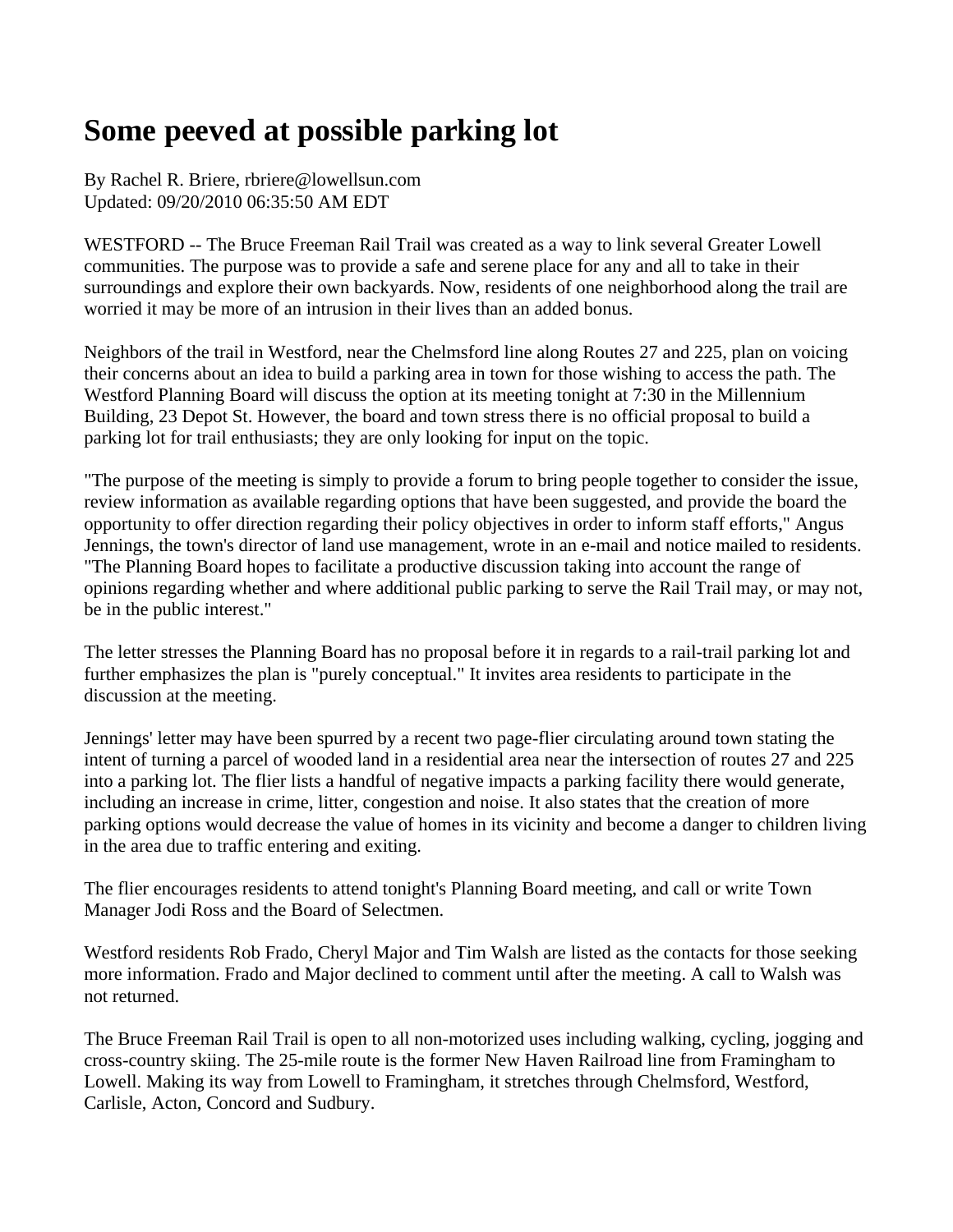# Some peeved at possible parking lot

By Rachel R. Briere, rbriere@lowellsun.com
Updated: 09/20/2010 06:35:50 AM EDT

WESTFORD -- The Bruce Freeman Rail Trail was created as a way to link several Greater Lowell communities. The purpose was to provide a safe and serene place for any and all to take in their surroundings and explore their own backyards. Now, residents of one neighborhood along the trail are worried it may be more of an intrusion in their lives than an added bonus.

Neighbors of the trail in Westford, near the Chelmsford line along Routes 27 and 225, plan on voicing their concerns about an idea to build a parking area in town for those wishing to access the path. The Westford Planning Board will discuss the option at its meeting tonight at 7:30 in the Millennium Building, 23 Depot St. However, the board and town stress there is no official proposal to build a parking lot for trail enthusiasts; they are only looking for input on the topic.

"The purpose of the meeting is simply to provide a forum to bring people together to consider the issue, review information as available regarding options that have been suggested, and provide the board the opportunity to offer direction regarding their policy objectives in order to inform staff efforts," Angus Jennings, the town's director of land use management, wrote in an e-mail and notice mailed to residents. "The Planning Board hopes to facilitate a productive discussion taking into account the range of opinions regarding whether and where additional public parking to serve the Rail Trail may, or may not, be in the public interest."

The letter stresses the Planning Board has no proposal before it in regards to a rail-trail parking lot and further emphasizes the plan is "purely conceptual." It invites area residents to participate in the discussion at the meeting.

Jennings' letter may have been spurred by a recent two page-flier circulating around town stating the intent of turning a parcel of wooded land in a residential area near the intersection of routes 27 and 225 into a parking lot. The flier lists a handful of negative impacts a parking facility there would generate, including an increase in crime, litter, congestion and noise. It also states that the creation of more parking options would decrease the value of homes in its vicinity and become a danger to children living in the area due to traffic entering and exiting.

The flier encourages residents to attend tonight's Planning Board meeting, and call or write Town Manager Jodi Ross and the Board of Selectmen.

Westford residents Rob Frado, Cheryl Major and Tim Walsh are listed as the contacts for those seeking more information. Frado and Major declined to comment until after the meeting. A call to Walsh was not returned.

The Bruce Freeman Rail Trail is open to all non-motorized uses including walking, cycling, jogging and cross-country skiing. The 25-mile route is the former New Haven Railroad line from Framingham to Lowell. Making its way from Lowell to Framingham, it stretches through Chelmsford, Westford, Carlisle, Acton, Concord and Sudbury.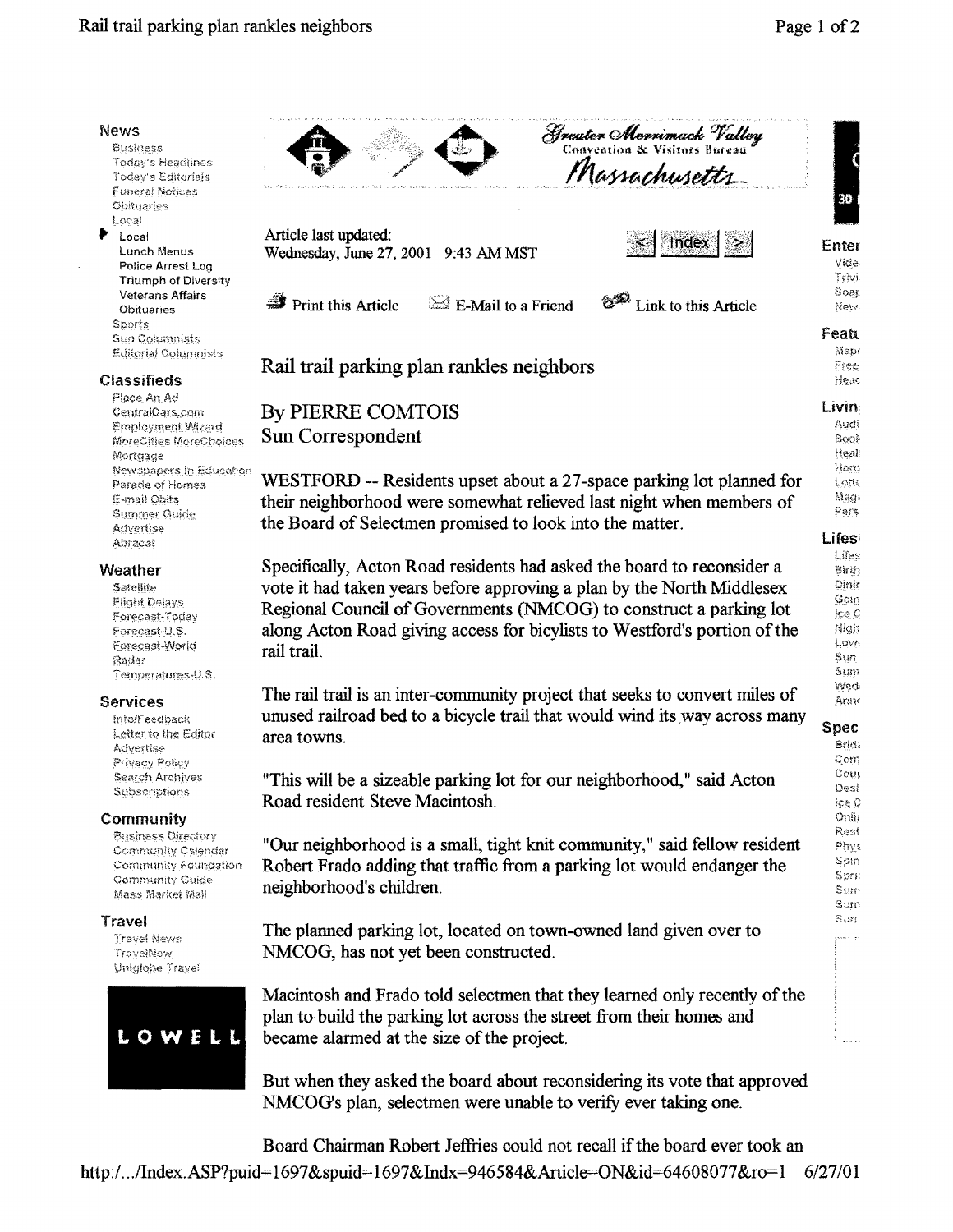Article last updated:
Wednesday, June 27, 2001 9:43 AM MST

# Rail trail parking plan rankles neighbors

By PIERRE COMTOIS
Sun Correspondent

WESTFORD -- Residents upset about a 27-space parking lot planned for their neighborhood were somewhat relieved last night when members of the Board of Selectmen promised to look into the matter.

Specifically, Acton Road residents had asked the board to reconsider a vote it had taken years before approving a plan by the North Middlesex Regional Council of Governments (NMCOG) to construct a parking lot along Acton Road giving access for bicylists to Westford's portion of the rail trail.

The rail trail is an inter-community project that seeks to convert miles of unused railroad bed to a bicycle trail that would wind its way across many area towns.

"This will be a sizeable parking lot for our neighborhood," said Acton Road resident Steve Macintosh.

"Our neighborhood is a small, tight knit community," said fellow resident Robert Frado adding that traffic from a parking lot would endanger the neighborhood's children.

The planned parking lot, located on town-owned land given over to NMCOG, has not yet been constructed.

Macintosh and Frado told selectmen that they learned only recently of the plan to build the parking lot across the street from their homes and became alarmed at the size of the project.

But when they asked the board about reconsidering its vote that approved NMCOG's plan, selectmen were unable to verify ever taking one.

Board Chairman Robert Jeffries could not recall if the board ever took an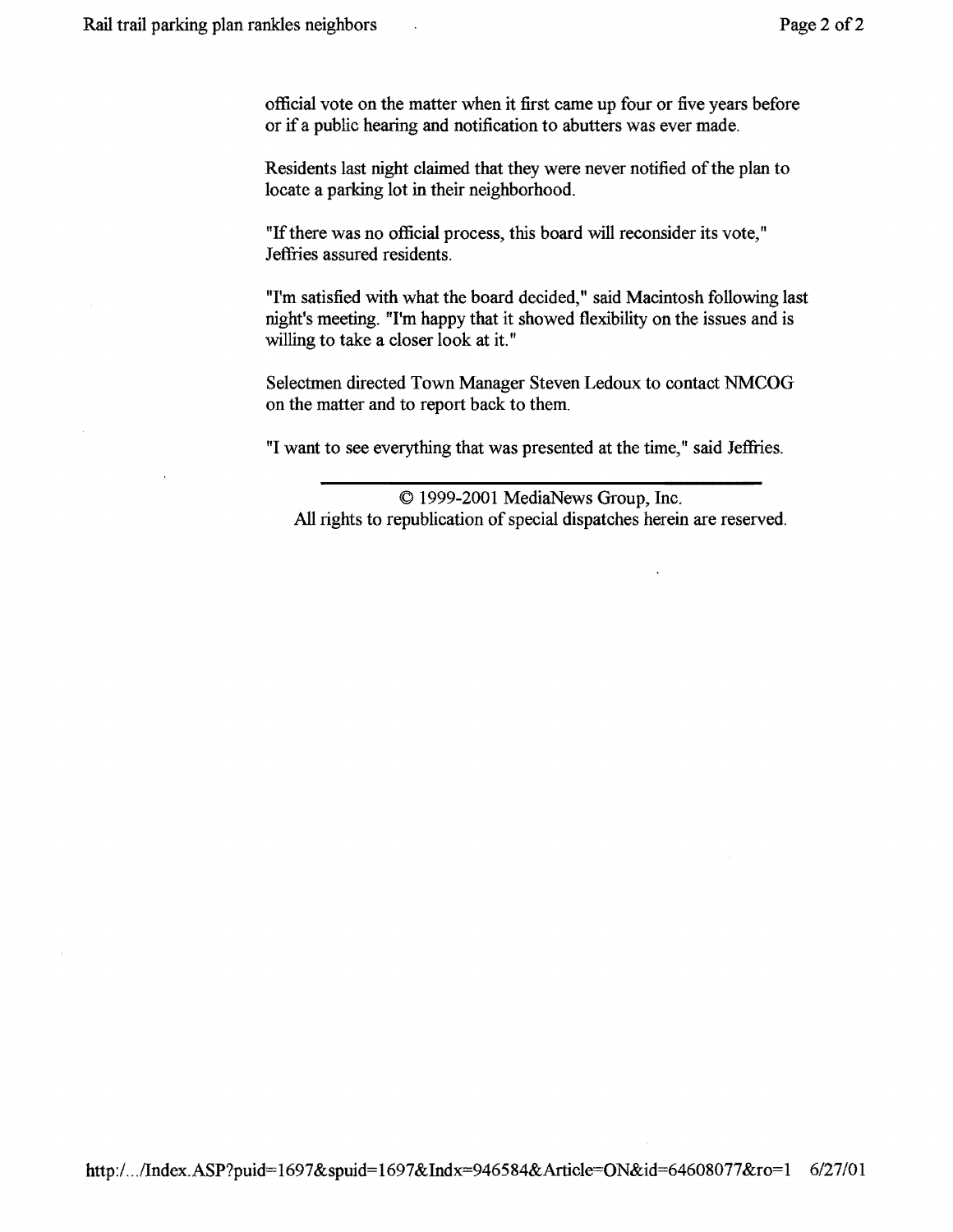official vote on the matter when it first came up four or five years before or if a public hearing and notification to abutters was ever made.

Residents last night claimed that they were never notified of the plan to locate a parking lot in their neighborhood.

"If there was no official process, this board will reconsider its vote," Jeffries assured residents.

"I'm satisfied with what the board decided," said Macintosh following last night's meeting. "I'm happy that it showed flexibility on the issues and is willing to take a closer look at it."

Selectmen directed Town Manager Steven Ledoux to contact NMCOG on the matter and to report back to them.

"I want to see everything that was presented at the time," said Jeffries.

---

© 1999-2001 MediaNews Group, Inc.
All rights to republication of special dispatches herein are reserved.